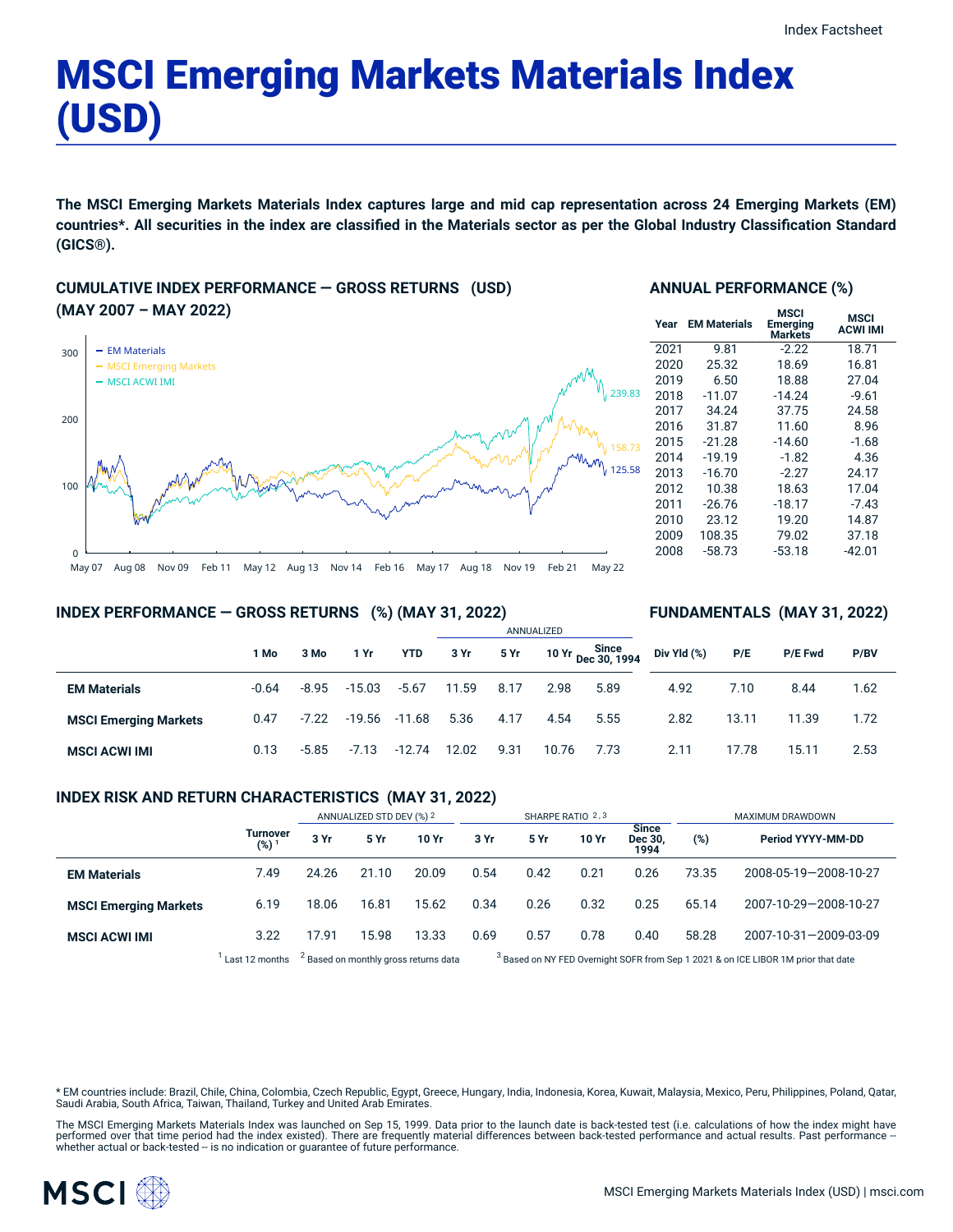# MSCI Emerging Markets Materials Index (USD)

**The MSCI Emerging Markets Materials Index captures large and mid cap representation across 24 Emerging Markets (EM) countries*. All securities in the index are classified in the Materials sector as per the Global Industry Classification Standard (GICS®).**

## CUMULATIVE INDEX PERFORMANCE — GROSS RETURNS (USD) (MAY 2007 – MAY 2022)

- EM Materials: 125.58
- MSCI Emerging Markets: 158.73
- MSCI ACWI IMI: 239.83

## ANNUAL PERFORMANCE (%)

| Year | EM Materials | MSCI Emerging Markets | MSCI ACWI IMI |
|---|---|---|---|
| 2021 | 9.81 | -2.22 | 18.71 |
| 2020 | 25.32 | 18.69 | 16.81 |
| 2019 | 6.50 | 18.88 | 27.04 |
| 2018 | -11.07 | -14.24 | -9.61 |
| 2017 | 34.24 | 37.75 | 24.58 |
| 2016 | 31.87 | 11.60 | 8.96 |
| 2015 | -21.28 | -14.60 | -1.68 |
| 2014 | -19.19 | -1.82 | 4.36 |
| 2013 | -16.70 | -2.27 | 24.17 |
| 2012 | 10.38 | 18.63 | 17.04 |
| 2011 | -26.76 | -18.17 | -7.43 |
| 2010 | 23.12 | 19.20 | 14.87 |
| 2009 | 108.35 | 79.02 | 37.18 |
| 2008 | -58.73 | -53.18 | -42.01 |

## INDEX PERFORMANCE — GROSS RETURNS (%) (MAY 31, 2022)

| | | | | | ANNUALIZED | | | |
|---|---|---|---|---|---|---|---|---|
| | 1 Mo | 3 Mo | 1 Yr | YTD | 3 Yr | 5 Yr | 10 Yr | Since Dec 30, 1994 |
| **EM Materials** | -0.64 | -8.95 | -15.03 | -5.67 | 11.59 | 8.17 | 2.98 | 5.89 |
| **MSCI Emerging Markets** | 0.47 | -7.22 | -19.56 | -11.68 | 5.36 | 4.17 | 4.54 | 5.55 |
| **MSCI ACWI IMI** | 0.13 | -5.85 | -7.13 | -12.74 | 12.02 | 9.31 | 10.76 | 7.73 |

## FUNDAMENTALS (MAY 31, 2022)

| | Div Yld (%) | P/E | P/E Fwd | P/BV |
|---|---|---|---|---|
| **EM Materials** | 4.92 | 7.10 | 8.44 | 1.62 |
| **MSCI Emerging Markets** | 2.82 | 13.11 | 11.39 | 1.72 |
| **MSCI ACWI IMI** | 2.11 | 17.78 | 15.11 | 2.53 |

## INDEX RISK AND RETURN CHARACTERISTICS (MAY 31, 2022)

| | | ANNUALIZED STD DEV (%) [2] | | | SHARPE RATIO [2,3] | | | | MAXIMUM DRAWDOWN | |
|---|---|---|---|---|---|---|---|---|---|---|
| | Turnover (%) [1] | 3 Yr | 5 Yr | 10 Yr | 3 Yr | 5 Yr | 10 Yr | Since Dec 30, 1994 | (%) | Period YYYY-MM-DD |
| **EM Materials** | 7.49 | 24.26 | 21.10 | 20.09 | 0.54 | 0.42 | 0.21 | 0.26 | 73.35 | 2008-05-19—2008-10-27 |
| **MSCI Emerging Markets** | 6.19 | 18.06 | 16.81 | 15.62 | 0.34 | 0.26 | 0.32 | 0.25 | 65.14 | 2007-10-29—2008-10-27 |
| **MSCI ACWI IMI** | 3.22 | 17.91 | 15.98 | 13.33 | 0.69 | 0.57 | 0.78 | 0.40 | 58.28 | 2007-10-31—2009-03-09 |

[1] Last 12 months [2] Based on monthly gross returns data [3] Based on NY FED Overnight SOFR from Sep 1 2021 & on ICE LIBOR 1M prior that date

* EM countries include: Brazil, Chile, China, Colombia, Czech Republic, Egypt, Greece, Hungary, India, Indonesia, Korea, Kuwait, Malaysia, Mexico, Peru, Philippines, Poland, Qatar, Saudi Arabia, South Africa, Taiwan, Thailand, Turkey and United Arab Emirates.

The MSCI Emerging Markets Materials Index was launched on Sep 15, 1999. Data prior to the launch date is back-tested test (i.e. calculations of how the index might have performed over that time period had the index existed). There are frequently material differences between back-tested performance and actual results. Past performance -- whether actual or back-tested -- is no indication or guarantee of future performance.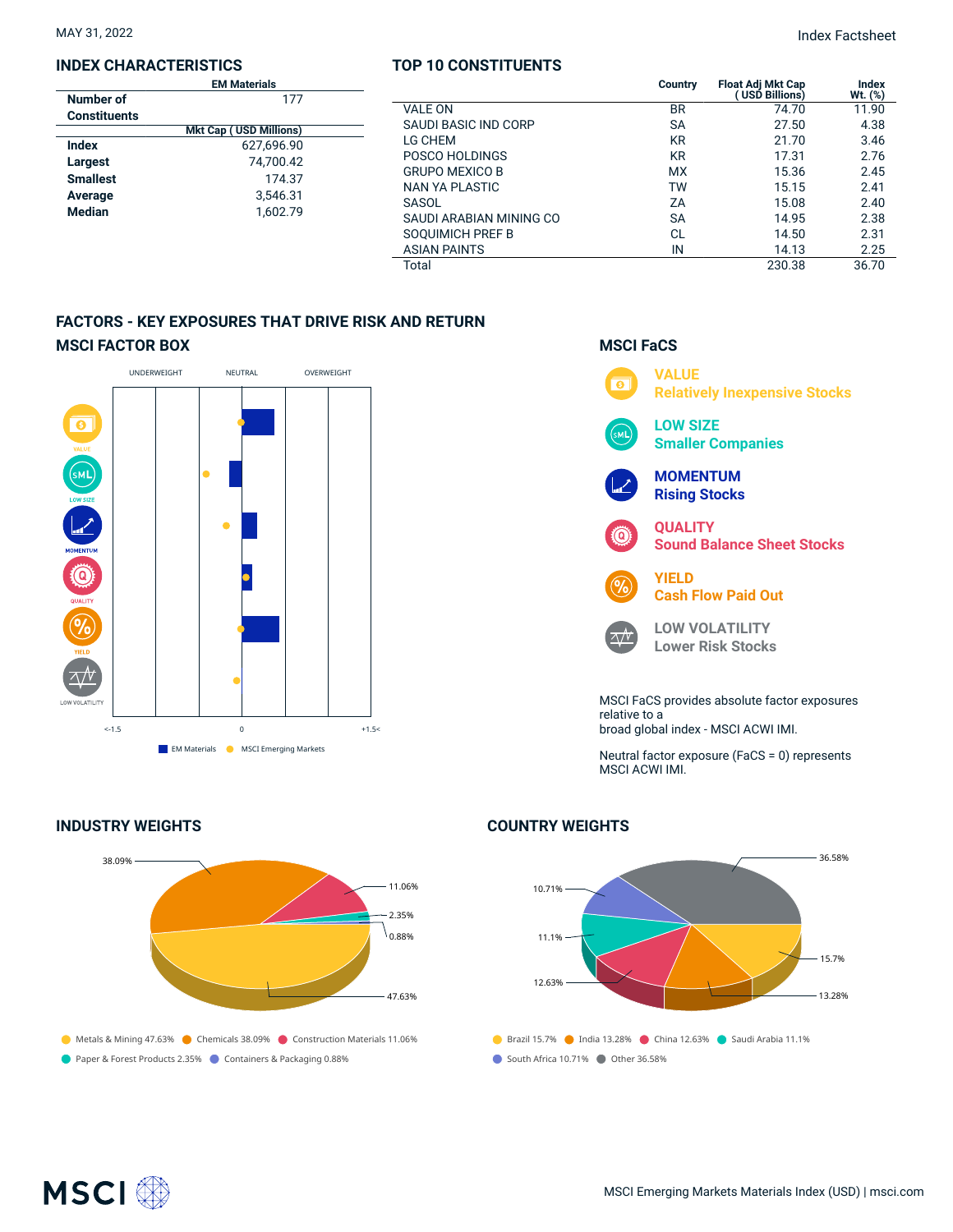MAY 31, 2022

Index Factsheet

## INDEX CHARACTERISTICS

| | EM Materials |
|---|---|
| Number of Constituents | 177 |
| | Mkt Cap ( USD Millions) |
| Index | 627,696.90 |
| Largest | 74,700.42 |
| Smallest | 174.37 |
| Average | 3,546.31 |
| Median | 1,602.79 |

## TOP 10 CONSTITUENTS

| | Country | Float Adj Mkt Cap ( USD Billions) | Index Wt. (%) |
|---|---|---|---|
| VALE ON | BR | 74.70 | 11.90 |
| SAUDI BASIC IND CORP | SA | 27.50 | 4.38 |
| LG CHEM | KR | 21.70 | 3.46 |
| POSCO HOLDINGS | KR | 17.31 | 2.76 |
| GRUPO MEXICO B | MX | 15.36 | 2.45 |
| NAN YA PLASTIC | TW | 15.15 | 2.41 |
| SASOL | ZA | 15.08 | 2.40 |
| SAUDI ARABIAN MINING CO | SA | 14.95 | 2.38 |
| SOQUIMICH PREF B | CL | 14.50 | 2.31 |
| ASIAN PAINTS | IN | 14.13 | 2.25 |
| Total | | 230.38 | 36.70 |

## FACTORS - KEY EXPOSURES THAT DRIVE RISK AND RETURN

### MSCI FACTOR BOX

UNDERWEIGHT | NEUTRAL | OVERWEIGHT

VALUE, LOW SIZE, MOMENTUM, QUALITY, YIELD, LOW VOLATILITY

<-1.5 | 0 | +1.5<

EM Materials | MSCI Emerging Markets

### MSCI FaCS

**VALUE**
Relatively Inexpensive Stocks

**LOW SIZE**
Smaller Companies

**MOMENTUM**
Rising Stocks

**QUALITY**
Sound Balance Sheet Stocks

**YIELD**
Cash Flow Paid Out

**LOW VOLATILITY**
Lower Risk Stocks

MSCI FaCS provides absolute factor exposures relative to a broad global index - MSCI ACWI IMI.

Neutral factor exposure (FaCS = 0) represents MSCI ACWI IMI.

## INDUSTRY WEIGHTS

- Metals & Mining 47.63%
- Chemicals 38.09%
- Construction Materials 11.06%
- Paper & Forest Products 2.35%
- Containers & Packaging 0.88%

## COUNTRY WEIGHTS

- Brazil 15.7%
- India 13.28%
- China 12.63%
- Saudi Arabia 11.1%
- South Africa 10.71%
- Other 36.58%

MSCI Emerging Markets Materials Index (USD) | msci.com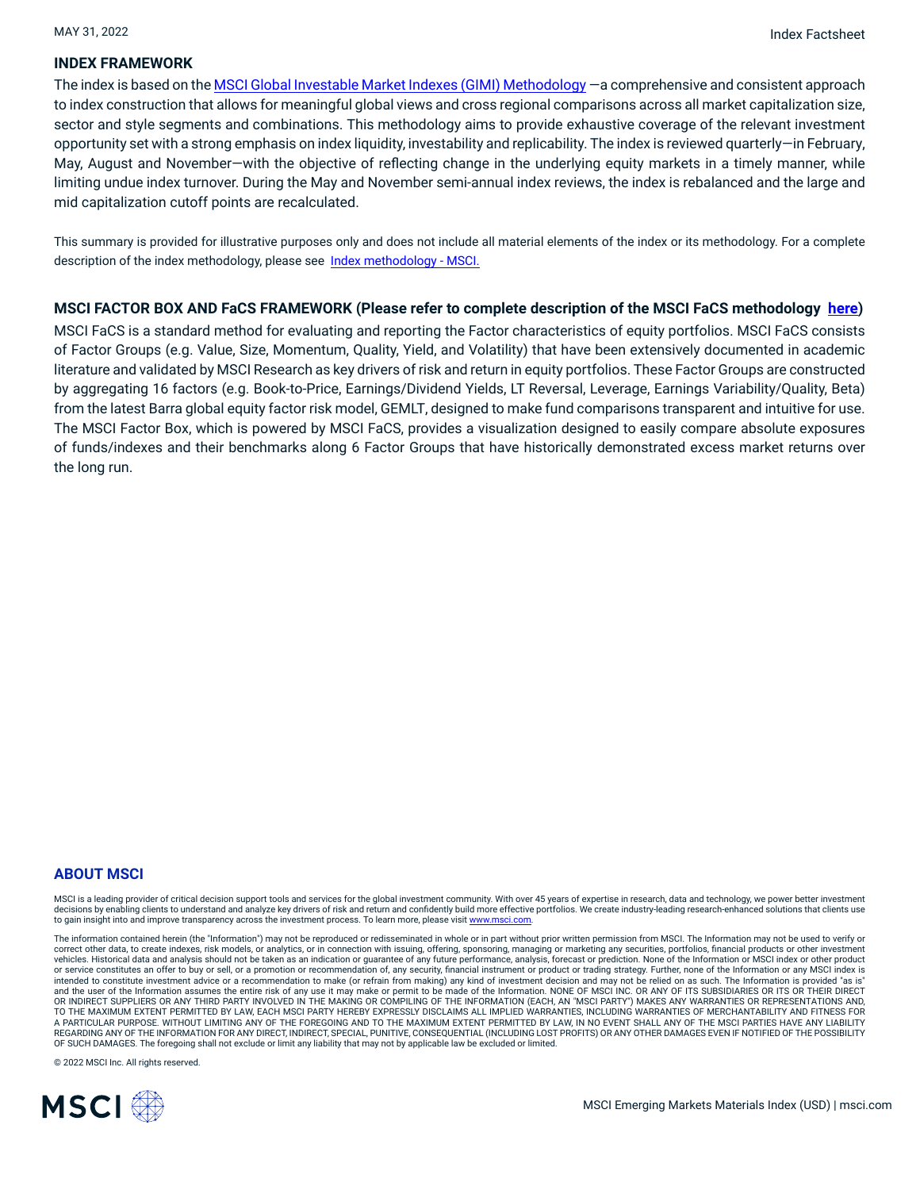## INDEX FRAMEWORK

The index is based on the [MSCI Global Investable Market Indexes (GIMI) Methodology](#) —a comprehensive and consistent approach to index construction that allows for meaningful global views and cross regional comparisons across all market capitalization size, sector and style segments and combinations. This methodology aims to provide exhaustive coverage of the relevant investment opportunity set with a strong emphasis on index liquidity, investability and replicability. The index is reviewed quarterly—in February, May, August and November—with the objective of reflecting change in the underlying equity markets in a timely manner, while limiting undue index turnover. During the May and November semi-annual index reviews, the index is rebalanced and the large and mid capitalization cutoff points are recalculated.

This summary is provided for illustrative purposes only and does not include all material elements of the index or its methodology. For a complete description of the index methodology, please see [Index methodology - MSCI.](#)

## MSCI FACTOR BOX AND FaCS FRAMEWORK (Please refer to complete description of the MSCI FaCS methodology [here](#))

MSCI FaCS is a standard method for evaluating and reporting the Factor characteristics of equity portfolios. MSCI FaCS consists of Factor Groups (e.g. Value, Size, Momentum, Quality, Yield, and Volatility) that have been extensively documented in academic literature and validated by MSCI Research as key drivers of risk and return in equity portfolios. These Factor Groups are constructed by aggregating 16 factors (e.g. Book-to-Price, Earnings/Dividend Yields, LT Reversal, Leverage, Earnings Variability/Quality, Beta) from the latest Barra global equity factor risk model, GEMLT, designed to make fund comparisons transparent and intuitive for use. The MSCI Factor Box, which is powered by MSCI FaCS, provides a visualization designed to easily compare absolute exposures of funds/indexes and their benchmarks along 6 Factor Groups that have historically demonstrated excess market returns over the long run.

## ABOUT MSCI

MSCI is a leading provider of critical decision support tools and services for the global investment community. With over 45 years of expertise in research, data and technology, we power better investment decisions by enabling clients to understand and analyze key drivers of risk and return and confidently build more effective portfolios. We create industry-leading research-enhanced solutions that clients use to gain insight into and improve transparency across the investment process. To learn more, please visit [www.msci.com](http://www.msci.com).

The information contained herein (the "Information") may not be reproduced or redisseminated in whole or in part without prior written permission from MSCI. The Information may not be used to verify or correct other data, to create indexes, risk models, or analytics, or in connection with issuing, offering, sponsoring, managing or marketing any securities, portfolios, financial products or other investment vehicles. Historical data and analysis should not be taken as an indication or guarantee of any future performance, analysis, forecast or prediction. None of the Information or MSCI index or other product or service constitutes an offer to buy or sell, or a promotion or recommendation of, any security, financial instrument or product or trading strategy. Further, none of the Information or any MSCI index is intended to constitute investment advice or a recommendation to make (or refrain from making) any kind of investment decision and may not be relied on as such. The Information is provided "as is" and the user of the Information assumes the entire risk of any use it may make or permit to be made of the Information. NONE OF MSCI INC. OR ANY OF ITS SUBSIDIARIES OR ITS OR THEIR DIRECT OR INDIRECT SUPPLIERS OR ANY THIRD PARTY INVOLVED IN THE MAKING OR COMPILING OF THE INFORMATION (EACH, AN "MSCI PARTY") MAKES ANY WARRANTIES OR REPRESENTATIONS AND, TO THE MAXIMUM EXTENT PERMITTED BY LAW, EACH MSCI PARTY HEREBY EXPRESSLY DISCLAIMS ALL IMPLIED WARRANTIES, INCLUDING WARRANTIES OF MERCHANTABILITY AND FITNESS FOR A PARTICULAR PURPOSE. WITHOUT LIMITING ANY OF THE FOREGOING AND TO THE MAXIMUM EXTENT PERMITTED BY LAW, IN NO EVENT SHALL ANY OF THE MSCI PARTIES HAVE ANY LIABILITY REGARDING ANY OF THE INFORMATION FOR ANY DIRECT, INDIRECT, SPECIAL, PUNITIVE, CONSEQUENTIAL (INCLUDING LOST PROFITS) OR ANY OTHER DAMAGES EVEN IF NOTIFIED OF THE POSSIBILITY OF SUCH DAMAGES. The foregoing shall not exclude or limit any liability that may not by applicable law be excluded or limited.

© 2022 MSCI Inc. All rights reserved.